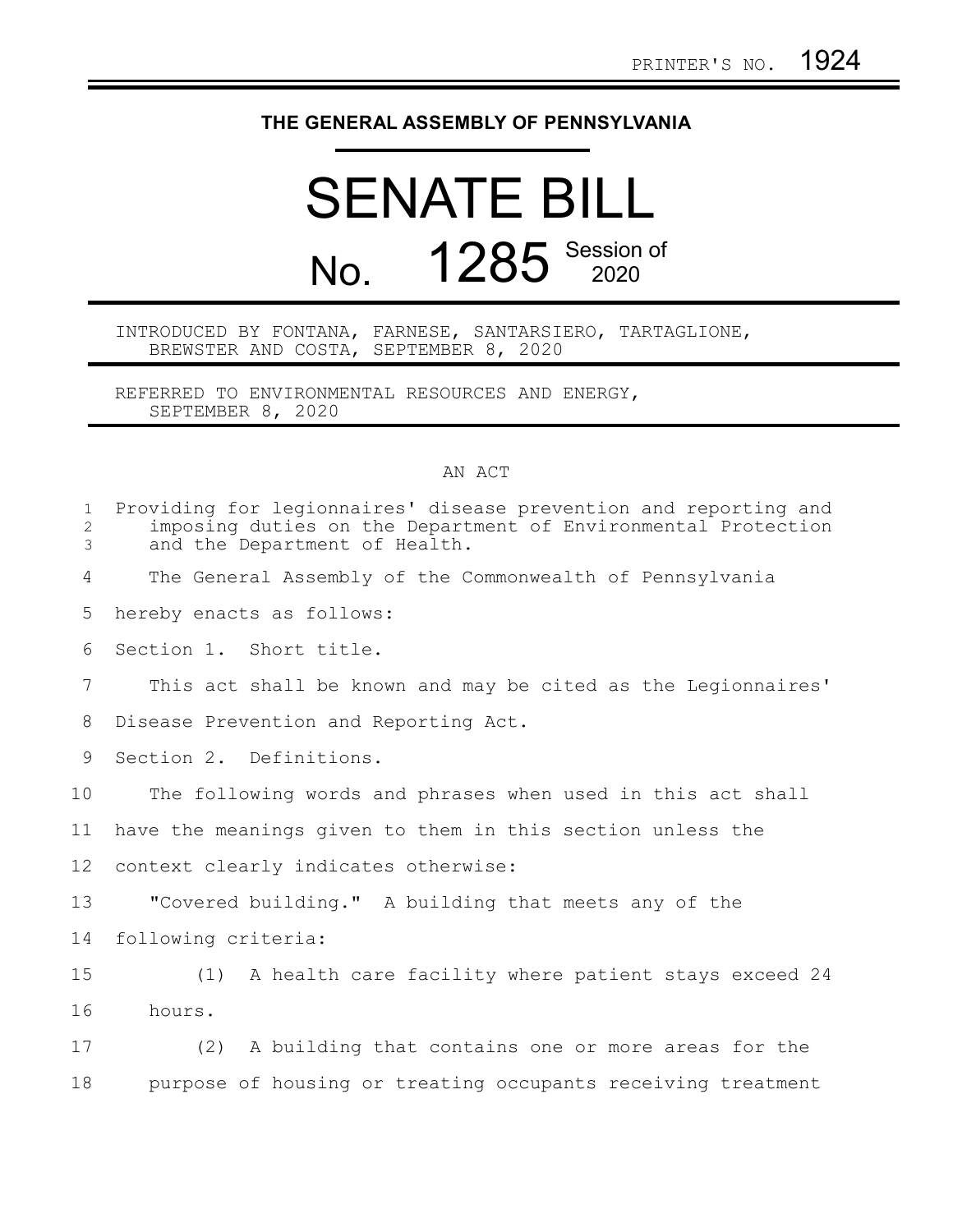PRINTER'S NO. 1924

# THE GENERAL ASSEMBLY OF PENNSYLVANIA

# SENATE BILL

## No. 1285 Session of 2020

INTRODUCED BY FONTANA, FARNESE, SANTARSIERO, TARTAGLIONE, BREWSTER AND COSTA, SEPTEMBER 8, 2020

REFERRED TO ENVIRONMENTAL RESOURCES AND ENERGY, SEPTEMBER 8, 2020

AN ACT

Providing for legionnaires' disease prevention and reporting and imposing duties on the Department of Environmental Protection and the Department of Health.

The General Assembly of the Commonwealth of Pennsylvania hereby enacts as follows:

Section 1. Short title.

This act shall be known and may be cited as the Legionnaires' Disease Prevention and Reporting Act.

Section 2. Definitions.

The following words and phrases when used in this act shall have the meanings given to them in this section unless the context clearly indicates otherwise:

"Covered building." A building that meets any of the following criteria:

(1) A health care facility where patient stays exceed 24 hours.

(2) A building that contains one or more areas for the purpose of housing or treating occupants receiving treatment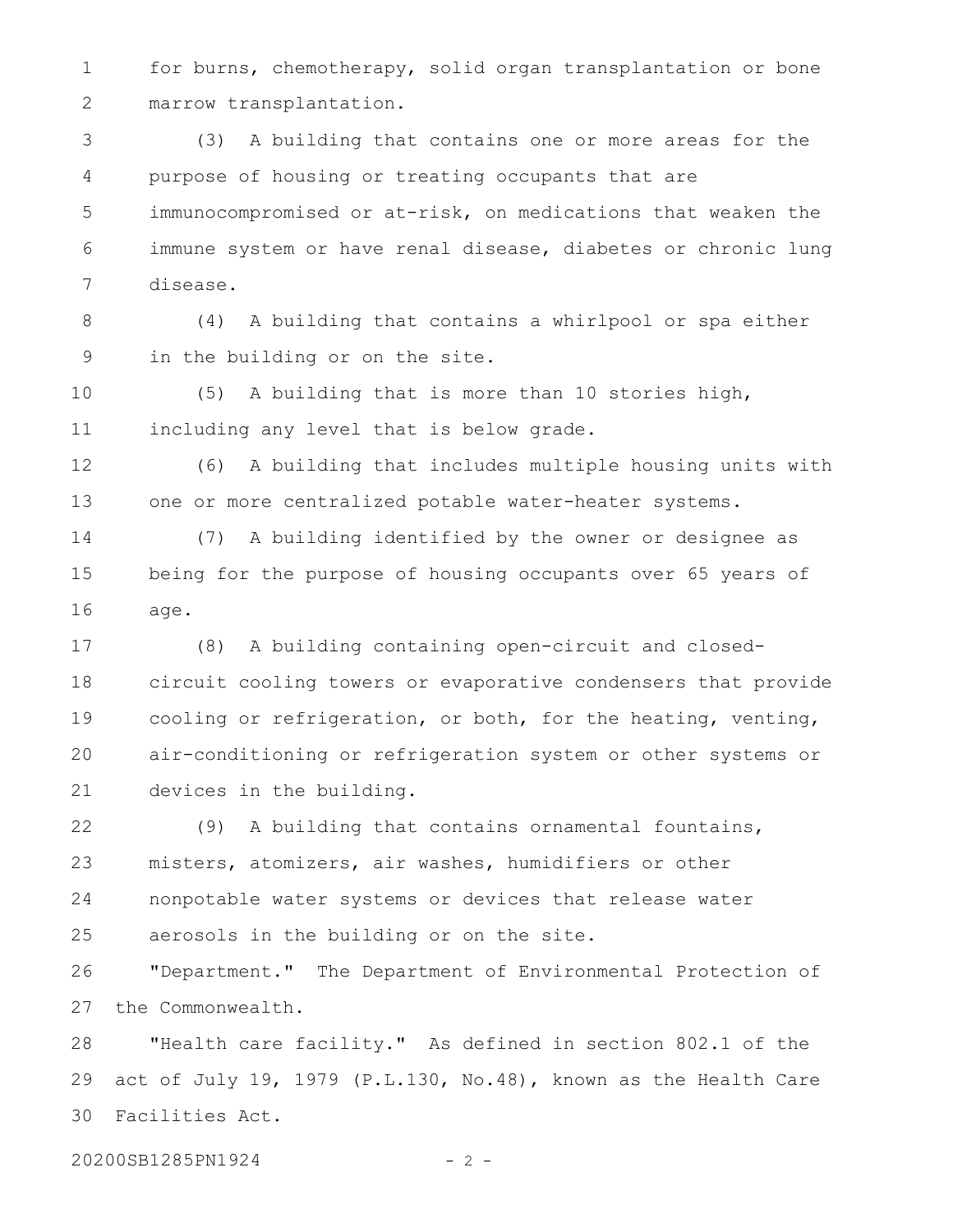for burns, chemotherapy, solid organ transplantation or bone marrow transplantation.

(3) A building that contains one or more areas for the purpose of housing or treating occupants that are immunocompromised or at-risk, on medications that weaken the immune system or have renal disease, diabetes or chronic lung disease.

(4) A building that contains a whirlpool or spa either in the building or on the site.

(5) A building that is more than 10 stories high, including any level that is below grade.

(6) A building that includes multiple housing units with one or more centralized potable water-heater systems.

(7) A building identified by the owner or designee as being for the purpose of housing occupants over 65 years of age.

(8) A building containing open-circuit and closed-circuit cooling towers or evaporative condensers that provide cooling or refrigeration, or both, for the heating, venting, air-conditioning or refrigeration system or other systems or devices in the building.

(9) A building that contains ornamental fountains, misters, atomizers, air washes, humidifiers or other nonpotable water systems or devices that release water aerosols in the building or on the site.

"Department." The Department of Environmental Protection of the Commonwealth.

"Health care facility." As defined in section 802.1 of the act of July 19, 1979 (P.L.130, No.48), known as the Health Care Facilities Act.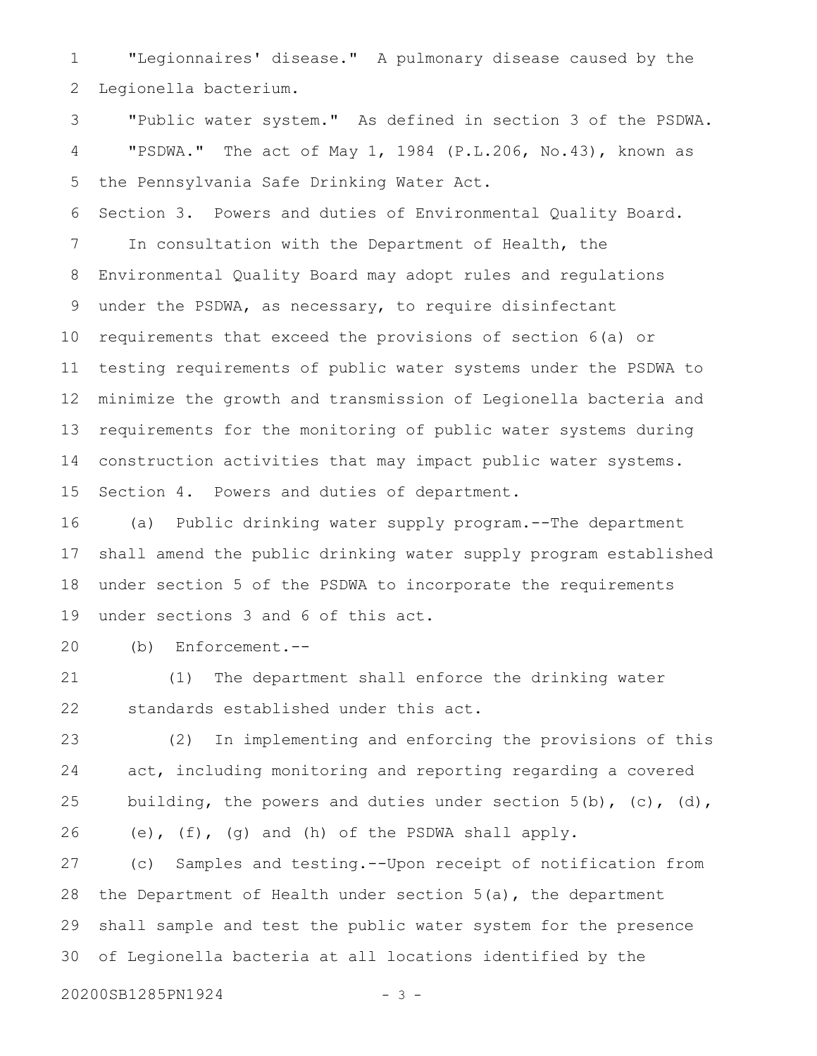"Legionnaires' disease." A pulmonary disease caused by the Legionella bacterium.

"Public water system." As defined in section 3 of the PSDWA.

"PSDWA." The act of May 1, 1984 (P.L.206, No.43), known as the Pennsylvania Safe Drinking Water Act.

Section 3. Powers and duties of Environmental Quality Board.

In consultation with the Department of Health, the Environmental Quality Board may adopt rules and regulations under the PSDWA, as necessary, to require disinfectant requirements that exceed the provisions of section 6(a) or testing requirements of public water systems under the PSDWA to minimize the growth and transmission of Legionella bacteria and requirements for the monitoring of public water systems during construction activities that may impact public water systems.

Section 4. Powers and duties of department.

(a) Public drinking water supply program.--The department shall amend the public drinking water supply program established under section 5 of the PSDWA to incorporate the requirements under sections 3 and 6 of this act.

(b) Enforcement.--

(1) The department shall enforce the drinking water standards established under this act.

(2) In implementing and enforcing the provisions of this act, including monitoring and reporting regarding a covered building, the powers and duties under section 5(b), (c), (d), (e), (f), (g) and (h) of the PSDWA shall apply.

(c) Samples and testing.--Upon receipt of notification from the Department of Health under section 5(a), the department shall sample and test the public water system for the presence of Legionella bacteria at all locations identified by the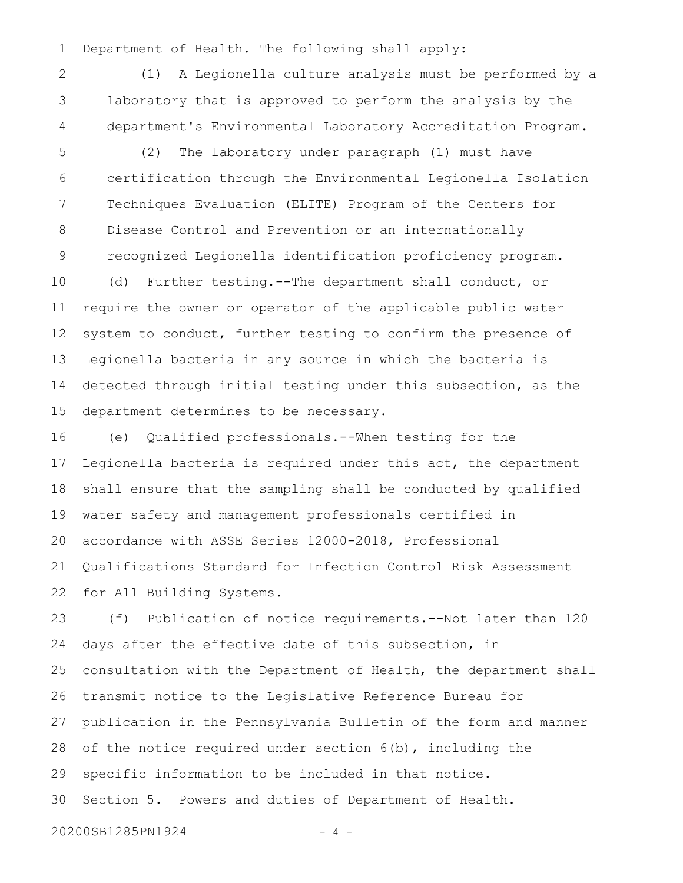Department of Health. The following shall apply:

(1) A Legionella culture analysis must be performed by a laboratory that is approved to perform the analysis by the department's Environmental Laboratory Accreditation Program.

(2) The laboratory under paragraph (1) must have certification through the Environmental Legionella Isolation Techniques Evaluation (ELITE) Program of the Centers for Disease Control and Prevention or an internationally recognized Legionella identification proficiency program.

(d) Further testing.--The department shall conduct, or require the owner or operator of the applicable public water system to conduct, further testing to confirm the presence of Legionella bacteria in any source in which the bacteria is detected through initial testing under this subsection, as the department determines to be necessary.

(e) Qualified professionals.--When testing for the Legionella bacteria is required under this act, the department shall ensure that the sampling shall be conducted by qualified water safety and management professionals certified in accordance with ASSE Series 12000-2018, Professional Qualifications Standard for Infection Control Risk Assessment for All Building Systems.

(f) Publication of notice requirements.--Not later than 120 days after the effective date of this subsection, in consultation with the Department of Health, the department shall transmit notice to the Legislative Reference Bureau for publication in the Pennsylvania Bulletin of the form and manner of the notice required under section 6(b), including the specific information to be included in that notice.

Section 5. Powers and duties of Department of Health.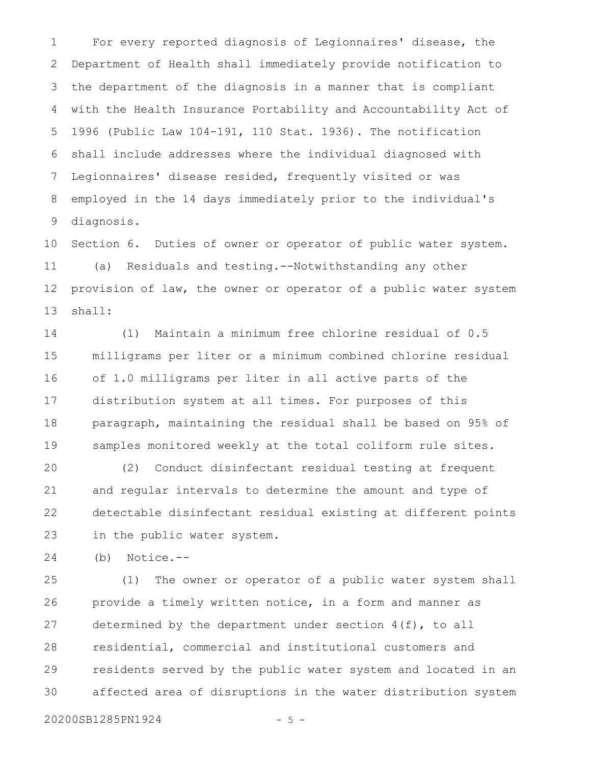For every reported diagnosis of Legionnaires' disease, the Department of Health shall immediately provide notification to the department of the diagnosis in a manner that is compliant with the Health Insurance Portability and Accountability Act of 1996 (Public Law 104-191, 110 Stat. 1936). The notification shall include addresses where the individual diagnosed with Legionnaires' disease resided, frequently visited or was employed in the 14 days immediately prior to the individual's diagnosis.

Section 6. Duties of owner or operator of public water system.

(a) Residuals and testing.--Notwithstanding any other provision of law, the owner or operator of a public water system shall:

(1) Maintain a minimum free chlorine residual of 0.5 milligrams per liter or a minimum combined chlorine residual of 1.0 milligrams per liter in all active parts of the distribution system at all times. For purposes of this paragraph, maintaining the residual shall be based on 95% of samples monitored weekly at the total coliform rule sites.

(2) Conduct disinfectant residual testing at frequent and regular intervals to determine the amount and type of detectable disinfectant residual existing at different points in the public water system.

(b) Notice.--

(1) The owner or operator of a public water system shall provide a timely written notice, in a form and manner as determined by the department under section 4(f), to all residential, commercial and institutional customers and residents served by the public water system and located in an affected area of disruptions in the water distribution system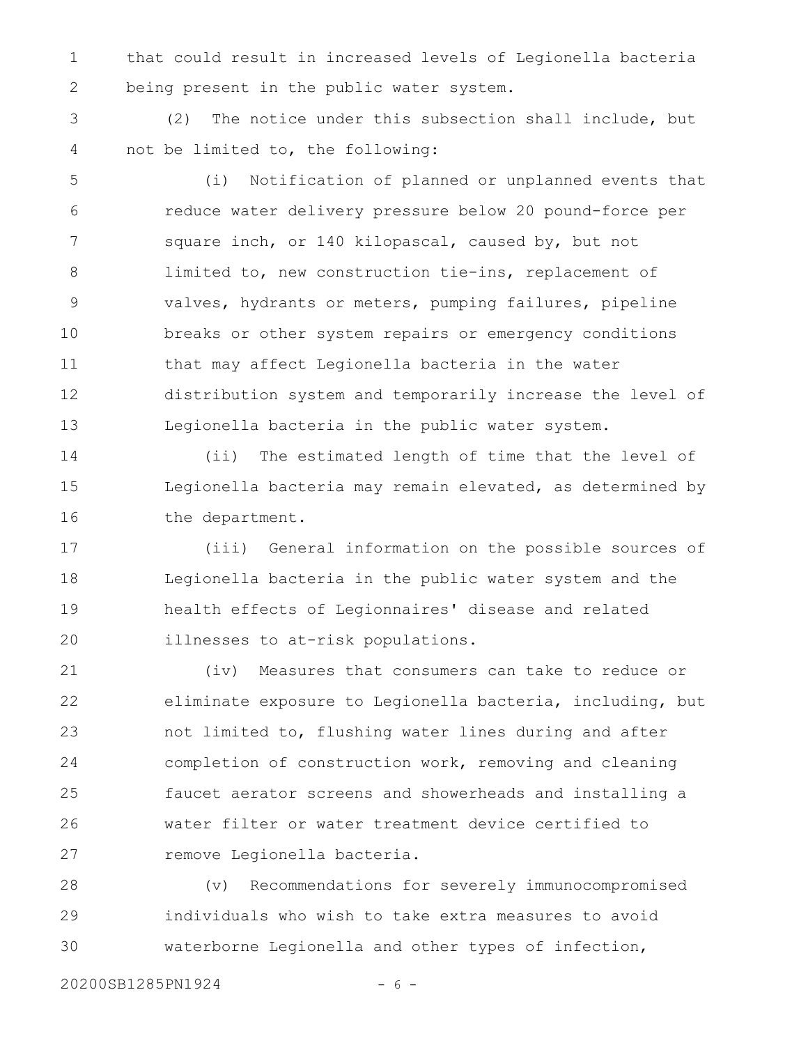that could result in increased levels of Legionella bacteria being present in the public water system.

(2) The notice under this subsection shall include, but not be limited to, the following:

(i) Notification of planned or unplanned events that reduce water delivery pressure below 20 pound-force per square inch, or 140 kilopascal, caused by, but not limited to, new construction tie-ins, replacement of valves, hydrants or meters, pumping failures, pipeline breaks or other system repairs or emergency conditions that may affect Legionella bacteria in the water distribution system and temporarily increase the level of Legionella bacteria in the public water system.

(ii) The estimated length of time that the level of Legionella bacteria may remain elevated, as determined by the department.

(iii) General information on the possible sources of Legionella bacteria in the public water system and the health effects of Legionnaires' disease and related illnesses to at-risk populations.

(iv) Measures that consumers can take to reduce or eliminate exposure to Legionella bacteria, including, but not limited to, flushing water lines during and after completion of construction work, removing and cleaning faucet aerator screens and showerheads and installing a water filter or water treatment device certified to remove Legionella bacteria.

(v) Recommendations for severely immunocompromised individuals who wish to take extra measures to avoid waterborne Legionella and other types of infection,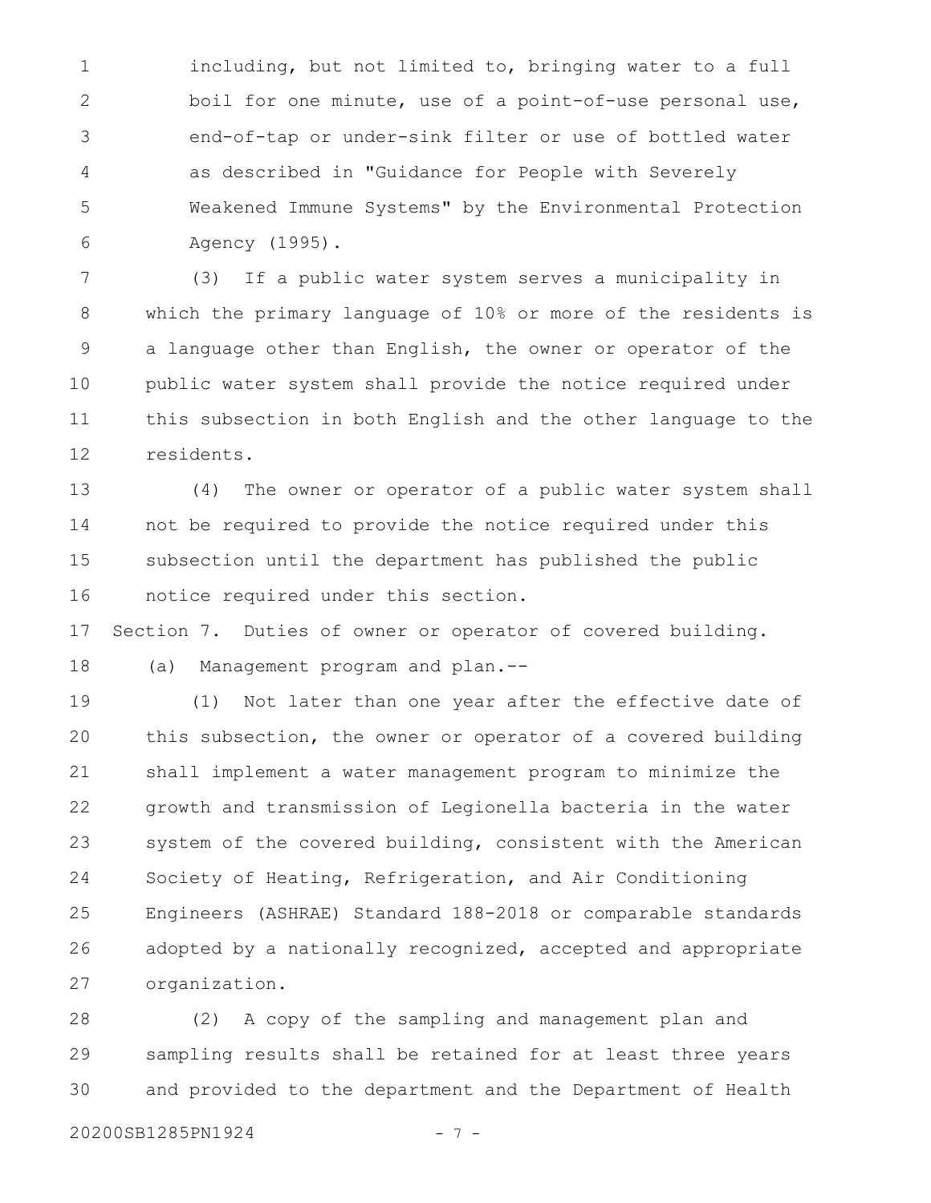including, but not limited to, bringing water to a full boil for one minute, use of a point-of-use personal use, end-of-tap or under-sink filter or use of bottled water as described in "Guidance for People with Severely Weakened Immune Systems" by the Environmental Protection Agency (1995).

(3) If a public water system serves a municipality in which the primary language of 10% or more of the residents is a language other than English, the owner or operator of the public water system shall provide the notice required under this subsection in both English and the other language to the residents.

(4) The owner or operator of a public water system shall not be required to provide the notice required under this subsection until the department has published the public notice required under this section.

Section 7. Duties of owner or operator of covered building.

(a) Management program and plan.--

(1) Not later than one year after the effective date of this subsection, the owner or operator of a covered building shall implement a water management program to minimize the growth and transmission of Legionella bacteria in the water system of the covered building, consistent with the American Society of Heating, Refrigeration, and Air Conditioning Engineers (ASHRAE) Standard 188-2018 or comparable standards adopted by a nationally recognized, accepted and appropriate organization.

(2) A copy of the sampling and management plan and sampling results shall be retained for at least three years and provided to the department and the Department of Health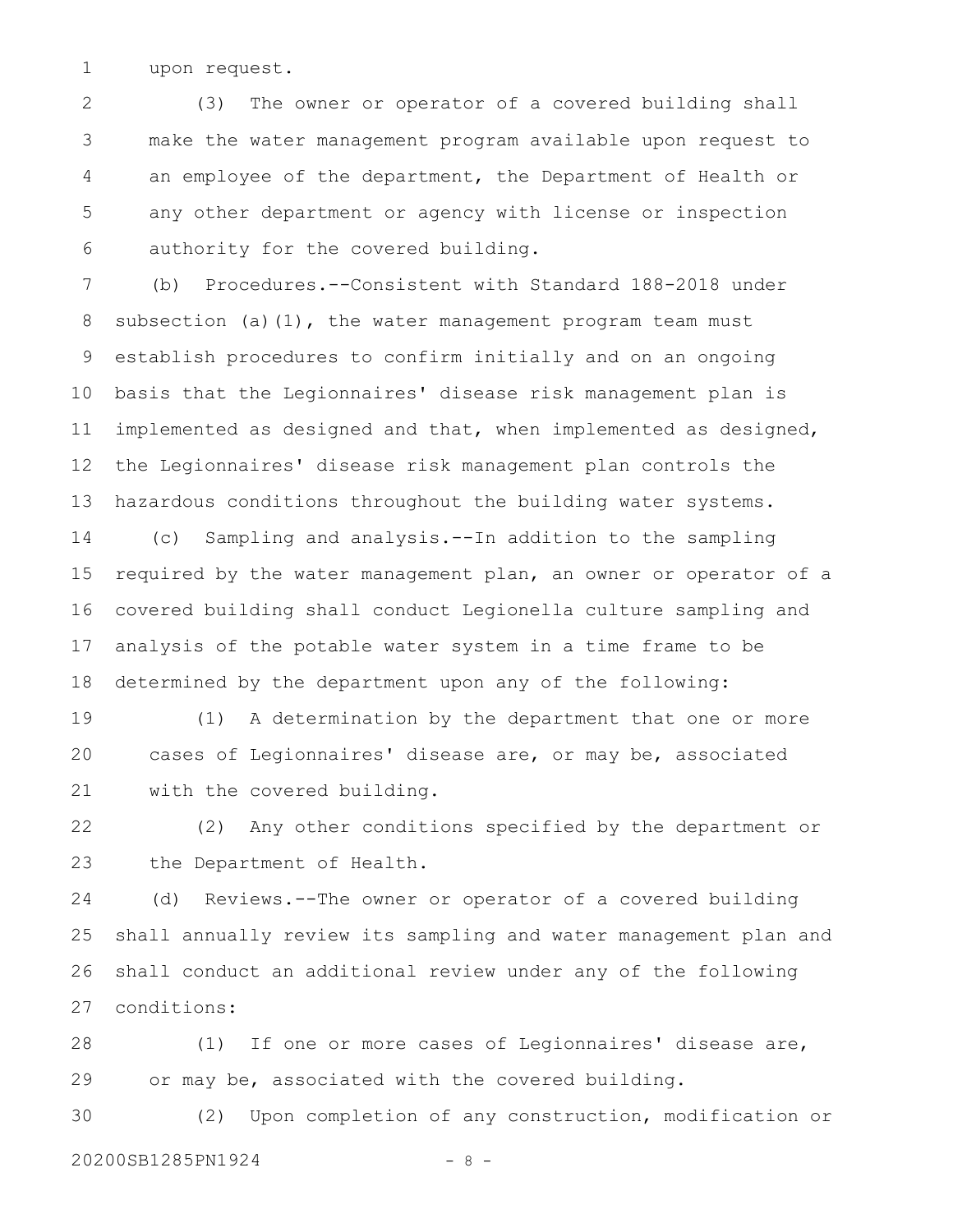upon request.

(3) The owner or operator of a covered building shall make the water management program available upon request to an employee of the department, the Department of Health or any other department or agency with license or inspection authority for the covered building.

(b) Procedures.--Consistent with Standard 188-2018 under subsection (a)(1), the water management program team must establish procedures to confirm initially and on an ongoing basis that the Legionnaires' disease risk management plan is implemented as designed and that, when implemented as designed, the Legionnaires' disease risk management plan controls the hazardous conditions throughout the building water systems.

(c) Sampling and analysis.--In addition to the sampling required by the water management plan, an owner or operator of a covered building shall conduct Legionella culture sampling and analysis of the potable water system in a time frame to be determined by the department upon any of the following:

(1) A determination by the department that one or more cases of Legionnaires' disease are, or may be, associated with the covered building.

(2) Any other conditions specified by the department or the Department of Health.

(d) Reviews.--The owner or operator of a covered building shall annually review its sampling and water management plan and shall conduct an additional review under any of the following conditions:

(1) If one or more cases of Legionnaires' disease are, or may be, associated with the covered building.

(2) Upon completion of any construction, modification or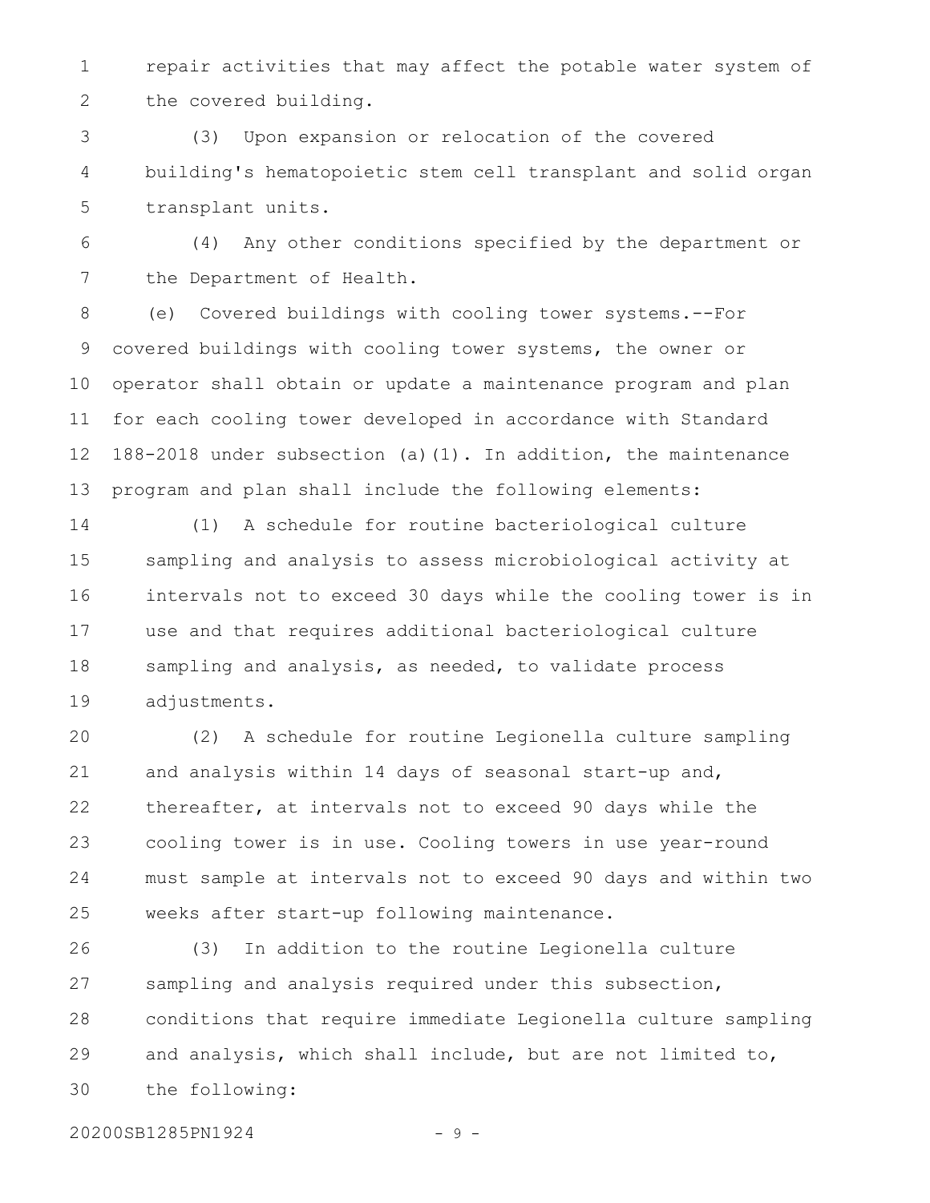repair activities that may affect the potable water system of the covered building.

(3) Upon expansion or relocation of the covered building's hematopoietic stem cell transplant and solid organ transplant units.

(4) Any other conditions specified by the department or the Department of Health.

(e) Covered buildings with cooling tower systems.--For covered buildings with cooling tower systems, the owner or operator shall obtain or update a maintenance program and plan for each cooling tower developed in accordance with Standard 188-2018 under subsection (a)(1). In addition, the maintenance program and plan shall include the following elements:

(1) A schedule for routine bacteriological culture sampling and analysis to assess microbiological activity at intervals not to exceed 30 days while the cooling tower is in use and that requires additional bacteriological culture sampling and analysis, as needed, to validate process adjustments.

(2) A schedule for routine Legionella culture sampling and analysis within 14 days of seasonal start-up and, thereafter, at intervals not to exceed 90 days while the cooling tower is in use. Cooling towers in use year-round must sample at intervals not to exceed 90 days and within two weeks after start-up following maintenance.

(3) In addition to the routine Legionella culture sampling and analysis required under this subsection, conditions that require immediate Legionella culture sampling and analysis, which shall include, but are not limited to, the following: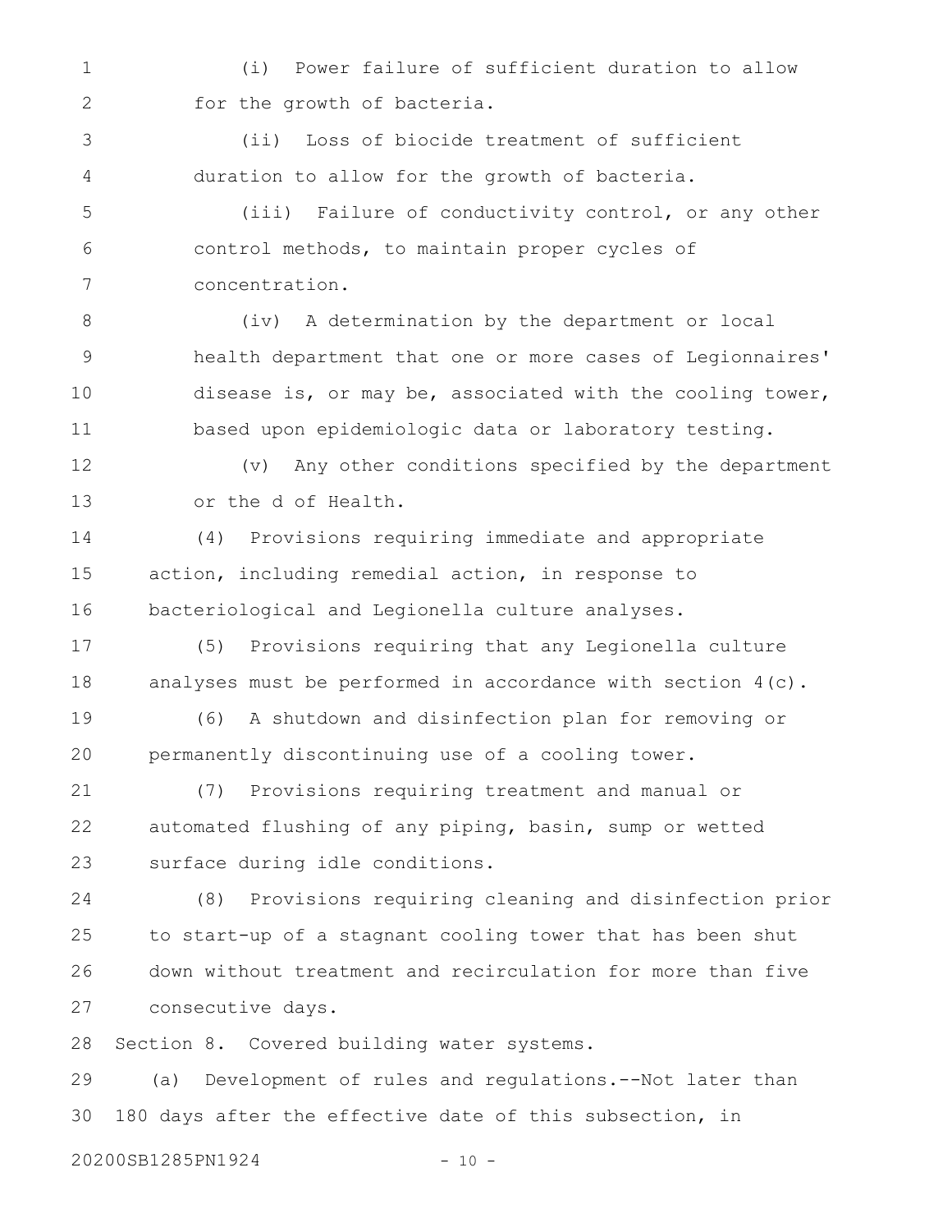(i) Power failure of sufficient duration to allow for the growth of bacteria.

(ii) Loss of biocide treatment of sufficient duration to allow for the growth of bacteria.

(iii) Failure of conductivity control, or any other control methods, to maintain proper cycles of concentration.

(iv) A determination by the department or local health department that one or more cases of Legionnaires' disease is, or may be, associated with the cooling tower, based upon epidemiologic data or laboratory testing.

(v) Any other conditions specified by the department or the d of Health.

(4) Provisions requiring immediate and appropriate action, including remedial action, in response to bacteriological and Legionella culture analyses.

(5) Provisions requiring that any Legionella culture analyses must be performed in accordance with section 4(c).

(6) A shutdown and disinfection plan for removing or permanently discontinuing use of a cooling tower.

(7) Provisions requiring treatment and manual or automated flushing of any piping, basin, sump or wetted surface during idle conditions.

(8) Provisions requiring cleaning and disinfection prior to start-up of a stagnant cooling tower that has been shut down without treatment and recirculation for more than five consecutive days.

Section 8. Covered building water systems.

(a) Development of rules and regulations.--Not later than 180 days after the effective date of this subsection, in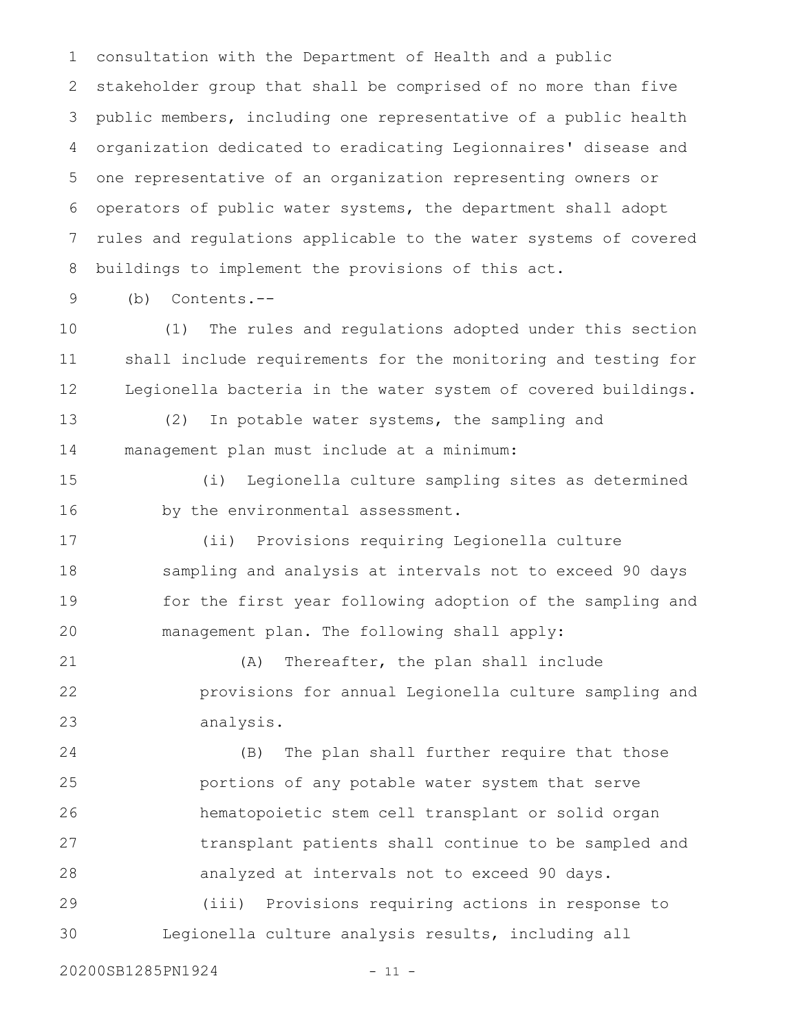consultation with the Department of Health and a public stakeholder group that shall be comprised of no more than five public members, including one representative of a public health organization dedicated to eradicating Legionnaires' disease and one representative of an organization representing owners or operators of public water systems, the department shall adopt rules and regulations applicable to the water systems of covered buildings to implement the provisions of this act.

(b) Contents.--

(1) The rules and regulations adopted under this section shall include requirements for the monitoring and testing for Legionella bacteria in the water system of covered buildings.

(2) In potable water systems, the sampling and management plan must include at a minimum:

(i) Legionella culture sampling sites as determined by the environmental assessment.

(ii) Provisions requiring Legionella culture sampling and analysis at intervals not to exceed 90 days for the first year following adoption of the sampling and management plan. The following shall apply:

(A) Thereafter, the plan shall include provisions for annual Legionella culture sampling and analysis.

(B) The plan shall further require that those portions of any potable water system that serve hematopoietic stem cell transplant or solid organ transplant patients shall continue to be sampled and analyzed at intervals not to exceed 90 days.

(iii) Provisions requiring actions in response to Legionella culture analysis results, including all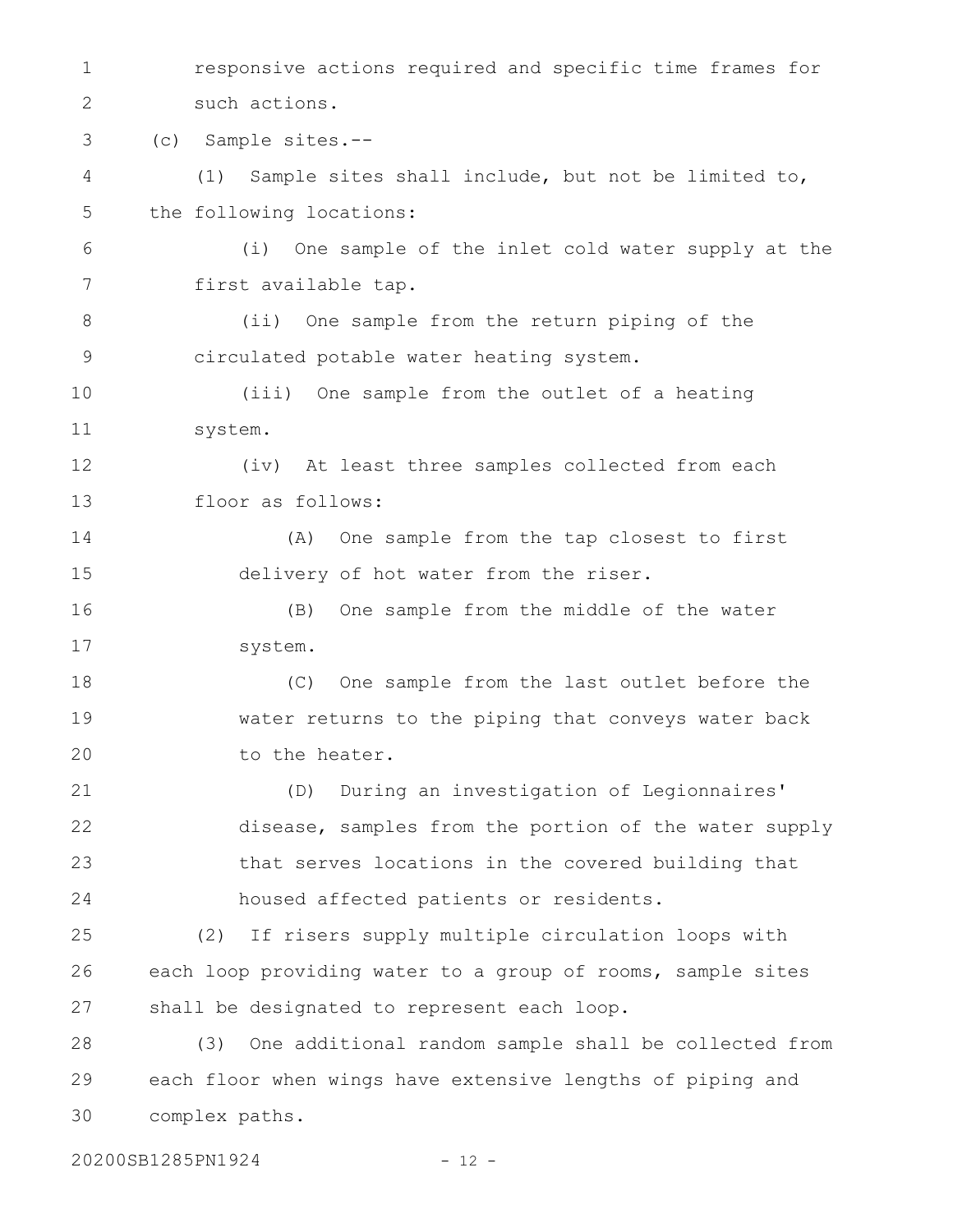responsive actions required and specific time frames for such actions.

(c) Sample sites.--

(1) Sample sites shall include, but not be limited to, the following locations:

(i) One sample of the inlet cold water supply at the first available tap.

(ii) One sample from the return piping of the circulated potable water heating system.

(iii) One sample from the outlet of a heating system.

(iv) At least three samples collected from each floor as follows:

(A) One sample from the tap closest to first delivery of hot water from the riser.

(B) One sample from the middle of the water system.

(C) One sample from the last outlet before the water returns to the piping that conveys water back to the heater.

(D) During an investigation of Legionnaires' disease, samples from the portion of the water supply that serves locations in the covered building that housed affected patients or residents.

(2) If risers supply multiple circulation loops with each loop providing water to a group of rooms, sample sites shall be designated to represent each loop.

(3) One additional random sample shall be collected from each floor when wings have extensive lengths of piping and complex paths.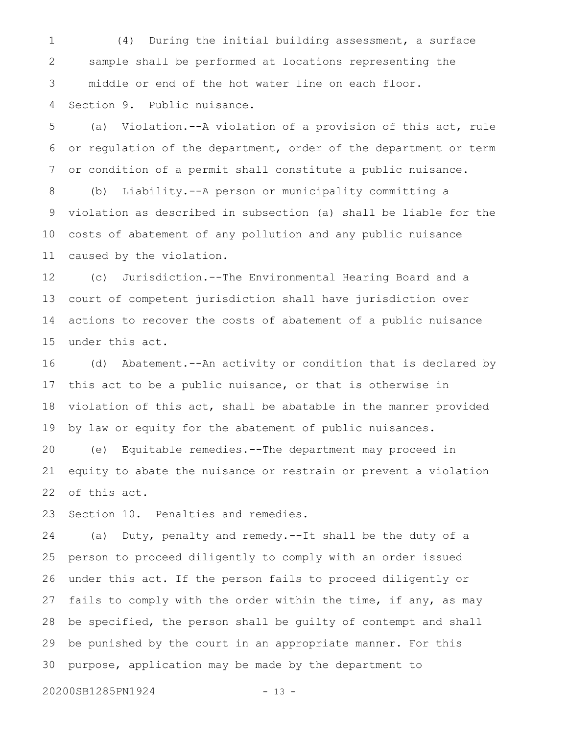(4) During the initial building assessment, a surface sample shall be performed at locations representing the middle or end of the hot water line on each floor.

Section 9. Public nuisance.

(a) Violation.--A violation of a provision of this act, rule or regulation of the department, order of the department or term or condition of a permit shall constitute a public nuisance.

(b) Liability.--A person or municipality committing a violation as described in subsection (a) shall be liable for the costs of abatement of any pollution and any public nuisance caused by the violation.

(c) Jurisdiction.--The Environmental Hearing Board and a court of competent jurisdiction shall have jurisdiction over actions to recover the costs of abatement of a public nuisance under this act.

(d) Abatement.--An activity or condition that is declared by this act to be a public nuisance, or that is otherwise in violation of this act, shall be abatable in the manner provided by law or equity for the abatement of public nuisances.

(e) Equitable remedies.--The department may proceed in equity to abate the nuisance or restrain or prevent a violation of this act.

Section 10. Penalties and remedies.

(a) Duty, penalty and remedy.--It shall be the duty of a person to proceed diligently to comply with an order issued under this act. If the person fails to proceed diligently or fails to comply with the order within the time, if any, as may be specified, the person shall be guilty of contempt and shall be punished by the court in an appropriate manner. For this purpose, application may be made by the department to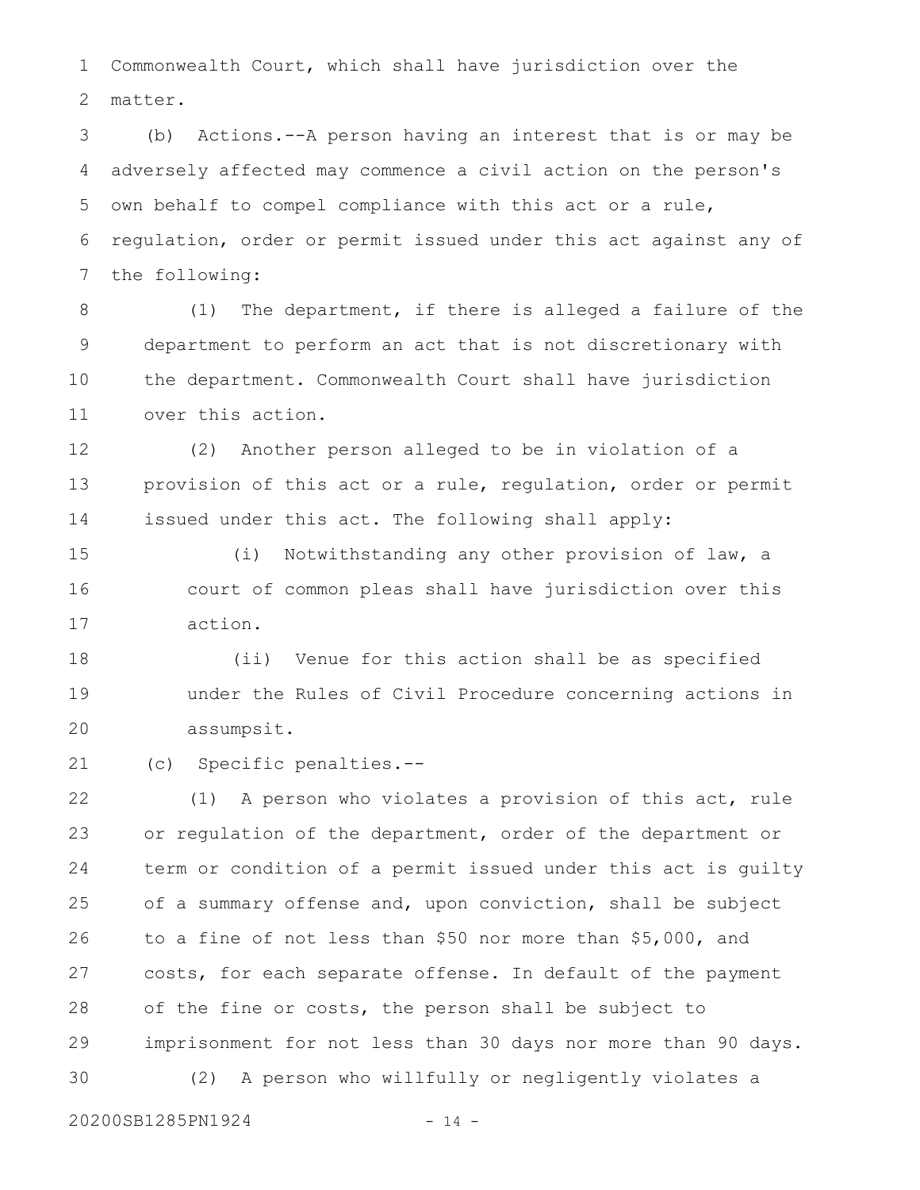Commonwealth Court, which shall have jurisdiction over the matter.

(b) Actions.--A person having an interest that is or may be adversely affected may commence a civil action on the person's own behalf to compel compliance with this act or a rule, regulation, order or permit issued under this act against any of the following:

(1) The department, if there is alleged a failure of the department to perform an act that is not discretionary with the department. Commonwealth Court shall have jurisdiction over this action.

(2) Another person alleged to be in violation of a provision of this act or a rule, regulation, order or permit issued under this act. The following shall apply:

(i) Notwithstanding any other provision of law, a court of common pleas shall have jurisdiction over this action.

(ii) Venue for this action shall be as specified under the Rules of Civil Procedure concerning actions in assumpsit.

(c) Specific penalties.--

(1) A person who violates a provision of this act, rule or regulation of the department, order of the department or term or condition of a permit issued under this act is guilty of a summary offense and, upon conviction, shall be subject to a fine of not less than $50 nor more than $5,000, and costs, for each separate offense. In default of the payment of the fine or costs, the person shall be subject to imprisonment for not less than 30 days nor more than 90 days.

(2) A person who willfully or negligently violates a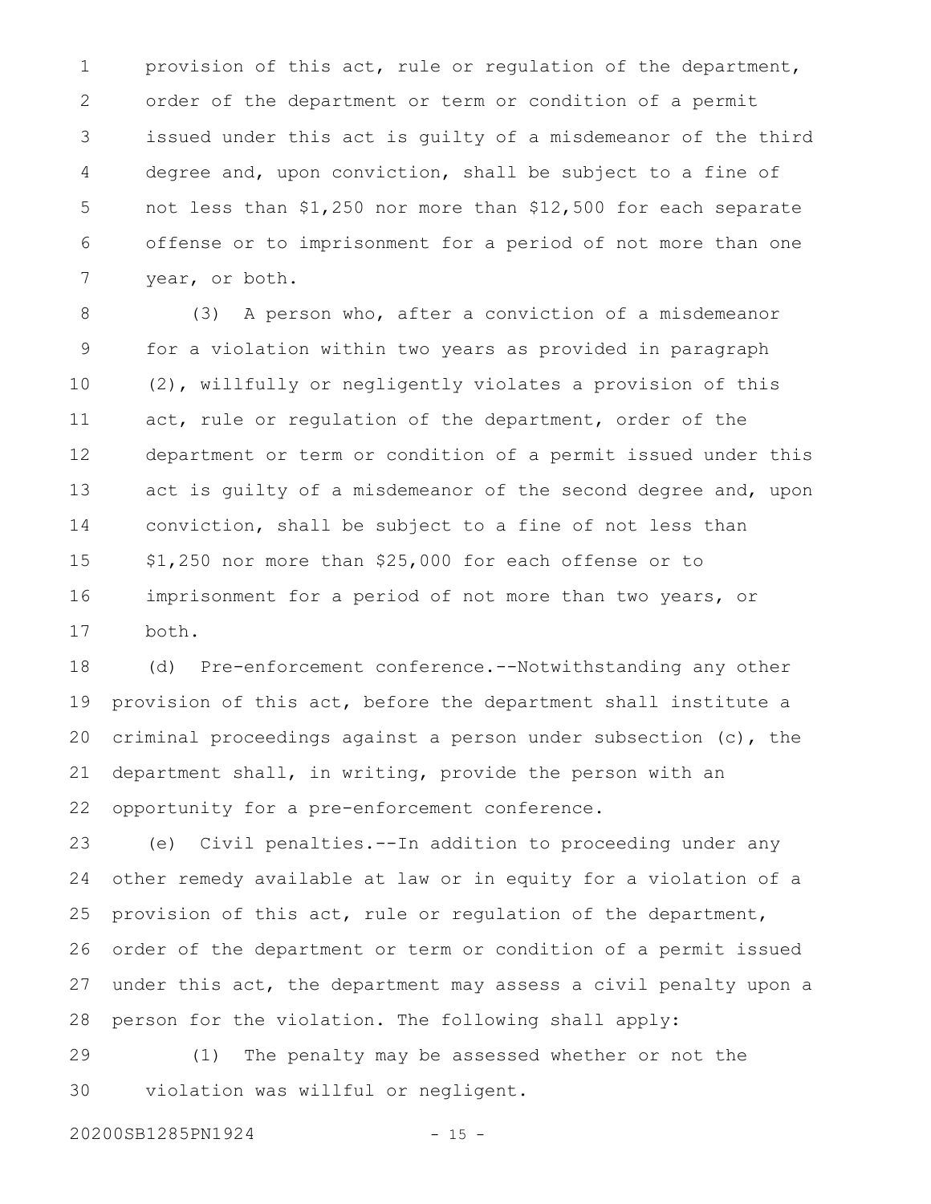provision of this act, rule or regulation of the department, order of the department or term or condition of a permit issued under this act is guilty of a misdemeanor of the third degree and, upon conviction, shall be subject to a fine of not less than $1,250 nor more than $12,500 for each separate offense or to imprisonment for a period of not more than one year, or both.

(3) A person who, after a conviction of a misdemeanor for a violation within two years as provided in paragraph (2), willfully or negligently violates a provision of this act, rule or regulation of the department, order of the department or term or condition of a permit issued under this act is guilty of a misdemeanor of the second degree and, upon conviction, shall be subject to a fine of not less than $1,250 nor more than $25,000 for each offense or to imprisonment for a period of not more than two years, or both.

(d) Pre-enforcement conference.--Notwithstanding any other provision of this act, before the department shall institute a criminal proceedings against a person under subsection (c), the department shall, in writing, provide the person with an opportunity for a pre-enforcement conference.

(e) Civil penalties.--In addition to proceeding under any other remedy available at law or in equity for a violation of a provision of this act, rule or regulation of the department, order of the department or term or condition of a permit issued under this act, the department may assess a civil penalty upon a person for the violation. The following shall apply:

(1) The penalty may be assessed whether or not the violation was willful or negligent.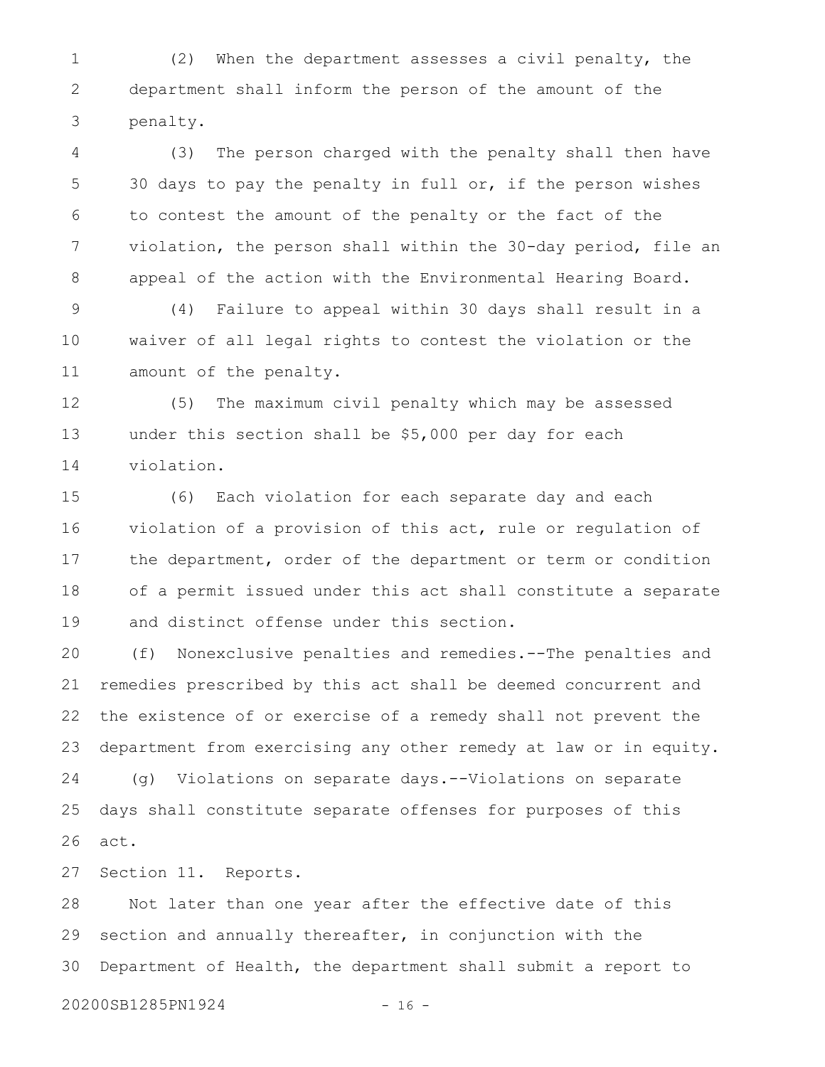(2) When the department assesses a civil penalty, the department shall inform the person of the amount of the penalty.

(3) The person charged with the penalty shall then have 30 days to pay the penalty in full or, if the person wishes to contest the amount of the penalty or the fact of the violation, the person shall within the 30-day period, file an appeal of the action with the Environmental Hearing Board.

(4) Failure to appeal within 30 days shall result in a waiver of all legal rights to contest the violation or the amount of the penalty.

(5) The maximum civil penalty which may be assessed under this section shall be $5,000 per day for each violation.

(6) Each violation for each separate day and each violation of a provision of this act, rule or regulation of the department, order of the department or term or condition of a permit issued under this act shall constitute a separate and distinct offense under this section.

(f) Nonexclusive penalties and remedies.--The penalties and remedies prescribed by this act shall be deemed concurrent and the existence of or exercise of a remedy shall not prevent the department from exercising any other remedy at law or in equity.

(g) Violations on separate days.--Violations on separate days shall constitute separate offenses for purposes of this act.

Section 11. Reports.

Not later than one year after the effective date of this section and annually thereafter, in conjunction with the Department of Health, the department shall submit a report to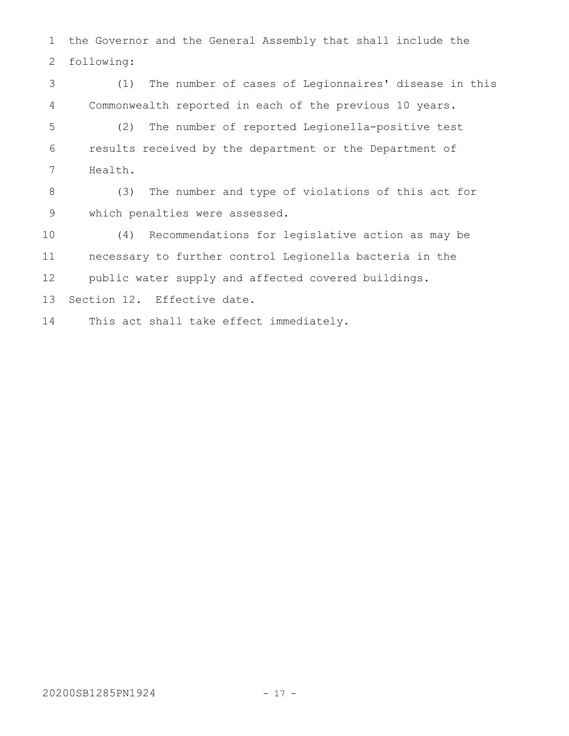the Governor and the General Assembly that shall include the following:

(1) The number of cases of Legionnaires' disease in this Commonwealth reported in each of the previous 10 years.

(2) The number of reported Legionella-positive test results received by the department or the Department of Health.

(3) The number and type of violations of this act for which penalties were assessed.

(4) Recommendations for legislative action as may be necessary to further control Legionella bacteria in the public water supply and affected covered buildings.

Section 12. Effective date.

This act shall take effect immediately.